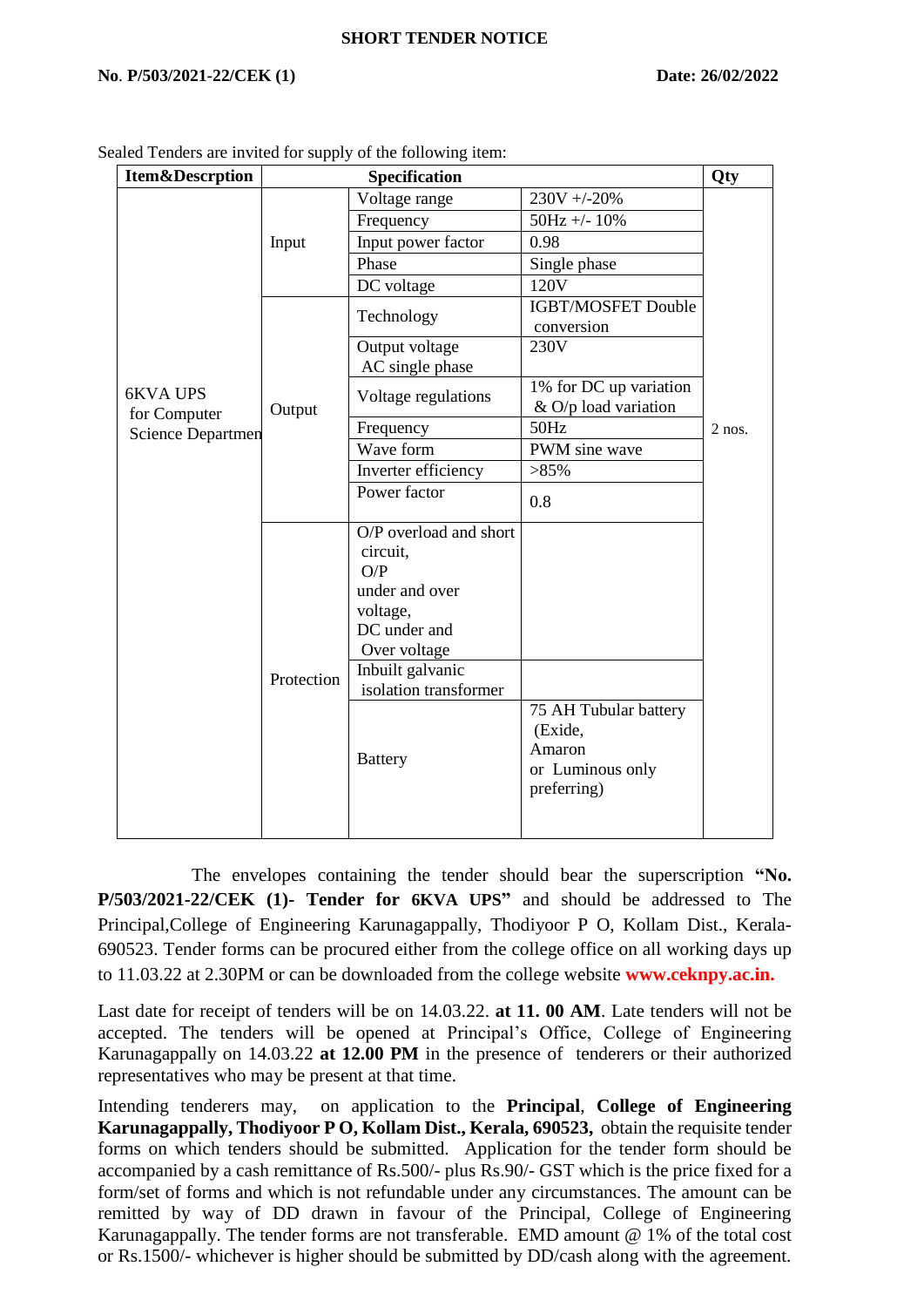**SHORT TENDER NOTICE**

**No. P/503/2021-22/CEK (1)** **Date: 26/02/2022**

Sealed Tenders are invited for supply of the following item:

| Item&Descrption | Specification | | | Qty |
|---|---|---|---|---|
| 6KVA UPS for Computer Science Departmen | Input | Voltage range | 230V +/-20% | 2 nos. |
| | | Frequency | 50Hz +/- 10% | |
| | | Input power factor | 0.98 | |
| | | Phase | Single phase | |
| | | DC voltage | 120V | |
| | Output | Technology | IGBT/MOSFET Double conversion | |
| | | Output voltage AC single phase | 230V | |
| | | Voltage regulations | 1% for DC up variation & O/p load variation | |
| | | Frequency | 50Hz | |
| | | Wave form | PWM sine wave | |
| | | Inverter efficiency | >85% | |
| | | Power factor | 0.8 | |
| | Protection | O/P overload and short circuit, O/P under and over voltage, DC under and Over voltage | | |
| | | Inbuilt galvanic isolation transformer | | |
| | | Battery | 75 AH Tubular battery (Exide, Amaron or Luminous only preferring) | |

The envelopes containing the tender should bear the superscription **"No. P/503/2021-22/CEK (1)- Tender for 6KVA UPS"** and should be addressed to The Principal,College of Engineering Karunagappally, Thodiyoor P O, Kollam Dist., Kerala-690523. Tender forms can be procured either from the college office on all working days up to 11.03.22 at 2.30PM or can be downloaded from the college website **www.ceknpy.ac.in.**

Last date for receipt of tenders will be on 14.03.22. **at 11. 00 AM**. Late tenders will not be accepted. The tenders will be opened at Principal's Office, College of Engineering Karunagappally on 14.03.22 **at 12.00 PM** in the presence of tenderers or their authorized representatives who may be present at that time.

Intending tenderers may, on application to the **Principal**, **College of Engineering Karunagappally, Thodiyoor P O, Kollam Dist., Kerala, 690523,** obtain the requisite tender forms on which tenders should be submitted. Application for the tender form should be accompanied by a cash remittance of Rs.500/- plus Rs.90/- GST which is the price fixed for a form/set of forms and which is not refundable under any circumstances. The amount can be remitted by way of DD drawn in favour of the Principal, College of Engineering Karunagappally. The tender forms are not transferable. EMD amount @ 1% of the total cost or Rs.1500/- whichever is higher should be submitted by DD/cash along with the agreement.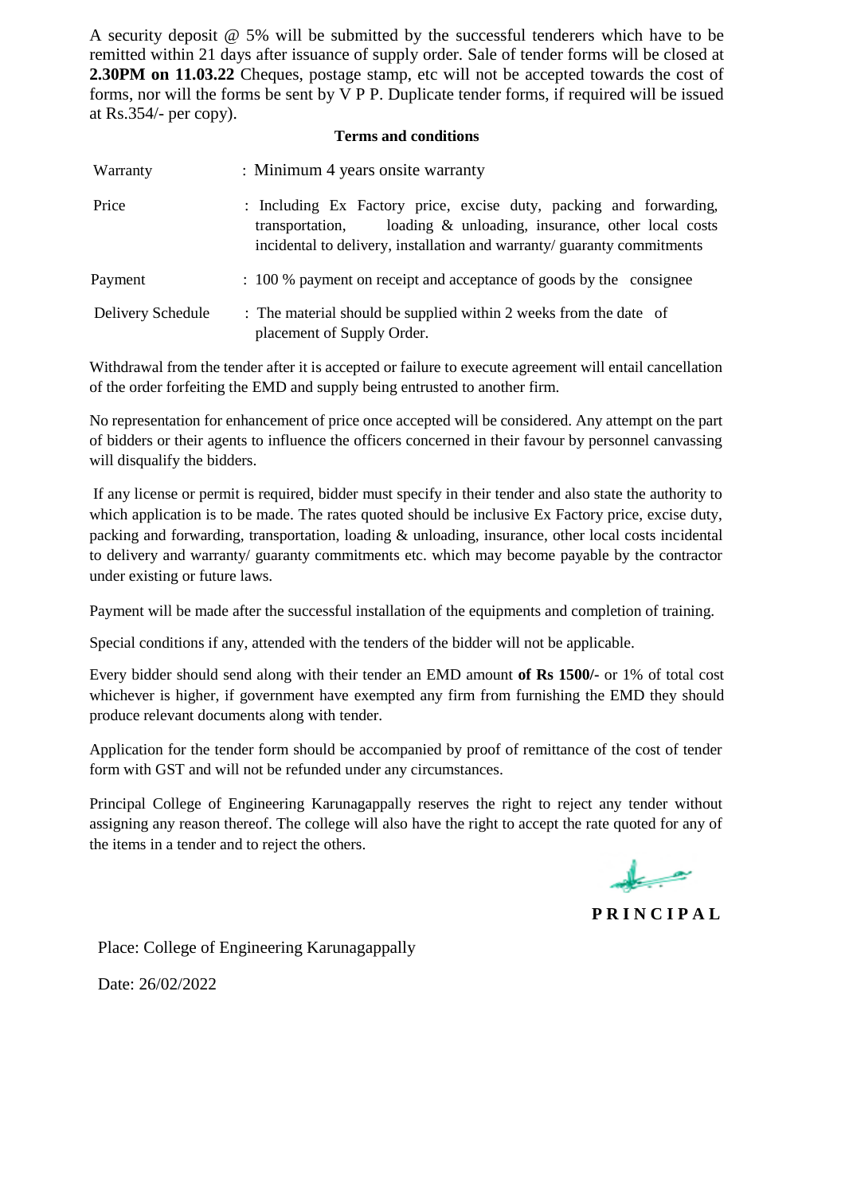A security deposit @ 5% will be submitted by the successful tenderers which have to be remitted within 21 days after issuance of supply order. Sale of tender forms will be closed at **2.30PM on 11.03.22** Cheques, postage stamp, etc will not be accepted towards the cost of forms, nor will the forms be sent by V P P. Duplicate tender forms, if required will be issued at Rs.354/- per copy).

**Terms and conditions**

| | |
|---|---|
| Warranty | : Minimum 4 years onsite warranty |
| Price | : Including Ex Factory price, excise duty, packing and forwarding, transportation, loading & unloading, insurance, other local costs incidental to delivery, installation and warranty/ guaranty commitments |
| Payment | : 100 % payment on receipt and acceptance of goods by the consignee |
| Delivery Schedule | : The material should be supplied within 2 weeks from the date of placement of Supply Order. |

Withdrawal from the tender after it is accepted or failure to execute agreement will entail cancellation of the order forfeiting the EMD and supply being entrusted to another firm.

No representation for enhancement of price once accepted will be considered. Any attempt on the part of bidders or their agents to influence the officers concerned in their favour by personnel canvassing will disqualify the bidders.

If any license or permit is required, bidder must specify in their tender and also state the authority to which application is to be made. The rates quoted should be inclusive Ex Factory price, excise duty, packing and forwarding, transportation, loading & unloading, insurance, other local costs incidental to delivery and warranty/ guaranty commitments etc. which may become payable by the contractor under existing or future laws.

Payment will be made after the successful installation of the equipments and completion of training.

Special conditions if any, attended with the tenders of the bidder will not be applicable.

Every bidder should send along with their tender an EMD amount **of Rs 1500/-** or 1% of total cost whichever is higher, if government have exempted any firm from furnishing the EMD they should produce relevant documents along with tender.

Application for the tender form should be accompanied by proof of remittance of the cost of tender form with GST and will not be refunded under any circumstances.

Principal College of Engineering Karunagappally reserves the right to reject any tender without assigning any reason thereof. The college will also have the right to accept the rate quoted for any of the items in a tender and to reject the others.

**PRINCIPAL**

Place: College of Engineering Karunagappally

Date: 26/02/2022